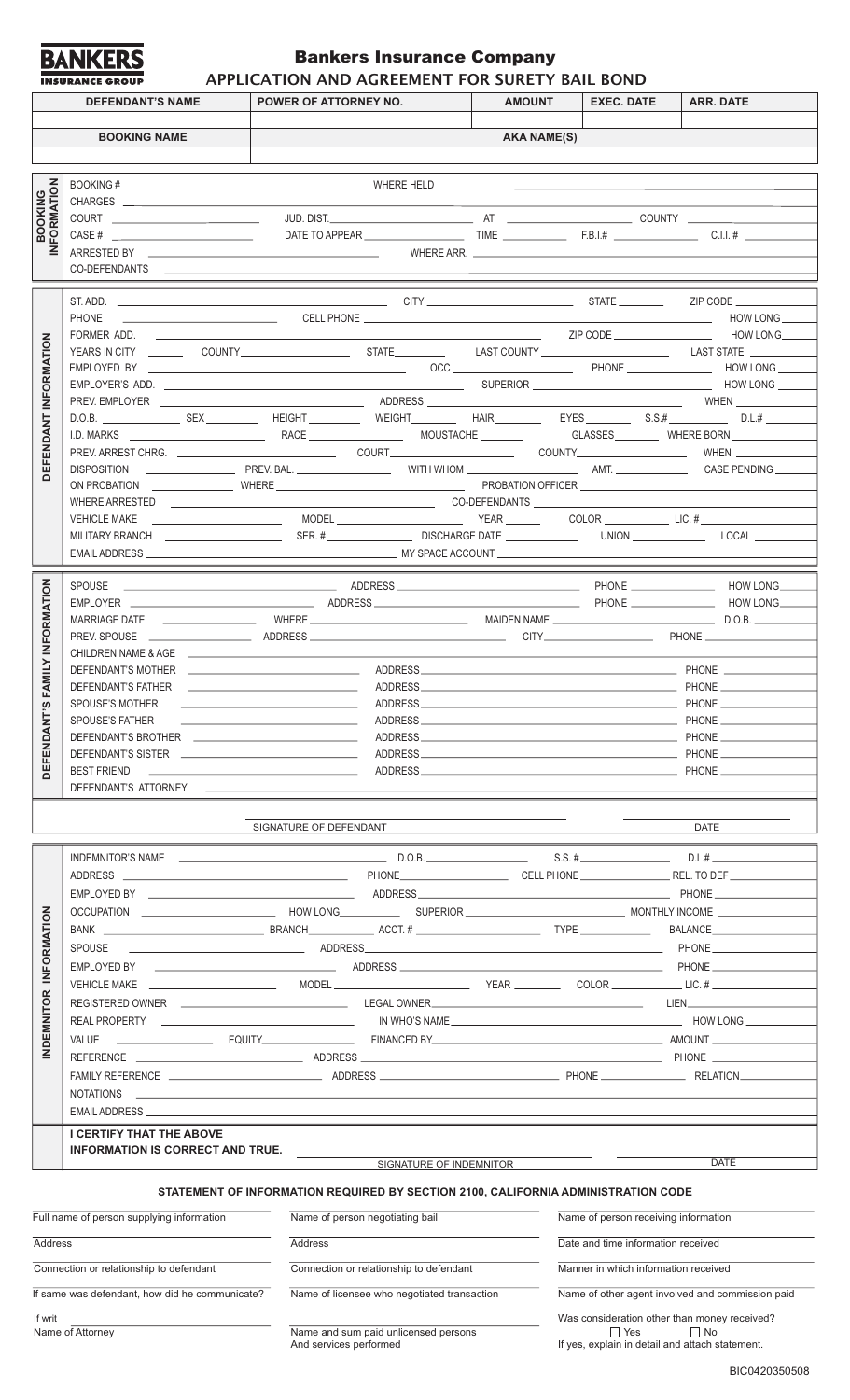**BANKERS**
INSURANCE GROUP

# Bankers Insurance Company

## APPLICATION AND AGREEMENT FOR SURETY BAIL BOND

| DEFENDANT'S NAME | POWER OF ATTORNEY NO. | AMOUNT | EXEC. DATE | ARR. DATE |
|---|---|---|---|---|
| | | | | |

| BOOKING NAME | AKA NAME(S) |
|---|---|
| | |

### BOOKING INFORMATION

BOOKING # ____________ WHERE HELD ____________

CHARGES ____________

COURT ____________ JUD. DIST. ____________ AT ____________ COUNTY ____________

CASE # ____________ DATE TO APPEAR ____________ TIME ____________ F.B.I.# ____________ C.I.I. # ____________

ARRESTED BY ____________ WHERE ARR. ____________

CO-DEFENDANTS ____________

### DEFENDANT INFORMATION

ST. ADD. ____________ CITY ____________ STATE ____________ ZIP CODE ____________

PHONE ____________ CELL PHONE ____________ HOW LONG ____________

FORMER ADD. ____________ ZIP CODE ____________ HOW LONG ____________

YEARS IN CITY ____________ COUNTY ____________ STATE ____________ LAST COUNTY ____________ LAST STATE ____________

EMPLOYED BY ____________ OCC ____________ PHONE ____________ HOW LONG ____________

EMPLOYER'S ADD. ____________ SUPERIOR ____________ HOW LONG ____________

PREV. EMPLOYER ____________ ADDRESS ____________ WHEN ____________

D.O.B. ____________ SEX ____________ HEIGHT ____________ WEIGHT ____________ HAIR ____________ EYES ____________ S.S.# ____________ D.L.# ____________

I.D. MARKS ____________ RACE ____________ MOUSTACHE ____________ GLASSES ____________ WHERE BORN ____________

PREV. ARREST CHRG. ____________ COURT ____________ COUNTY ____________ WHEN ____________

DISPOSITION ____________ PREV. BAL. ____________ WITH WHOM ____________ AMT. ____________ CASE PENDING ____________

ON PROBATION ____________ WHERE ____________ PROBATION OFFICER ____________

WHERE ARRESTED ____________ CO-DEFENDANTS ____________

VEHICLE MAKE ____________ MODEL ____________ YEAR ____________ COLOR ____________ LIC. # ____________

MILITARY BRANCH ____________ SER. # ____________ DISCHARGE DATE ____________ UNION ____________ LOCAL ____________

EMAIL ADDRESS ____________ MY SPACE ACCOUNT ____________

### DEFENDANT'S FAMILY INFORMATION

SPOUSE ____________ ADDRESS ____________ PHONE ____________ HOW LONG ____________

EMPLOYER ____________ ADDRESS ____________ PHONE ____________ HOW LONG ____________

MARRIAGE DATE ____________ WHERE ____________ MAIDEN NAME ____________ D.O.B. ____________

PREV. SPOUSE ____________ ADDRESS ____________ CITY ____________ PHONE ____________

CHILDREN NAME & AGE ____________

DEFENDANT'S MOTHER ____________ ADDRESS ____________ PHONE ____________

DEFENDANT'S FATHER ____________ ADDRESS ____________ PHONE ____________

SPOUSE'S MOTHER ____________ ADDRESS ____________ PHONE ____________

SPOUSE'S FATHER ____________ ADDRESS ____________ PHONE ____________

DEFENDANT'S BROTHER ____________ ADDRESS ____________ PHONE ____________

DEFENDANT'S SISTER ____________ ADDRESS ____________ PHONE ____________

BEST FRIEND ____________ ADDRESS ____________ PHONE ____________

DEFENDANT'S ATTORNEY ____________

____________ SIGNATURE OF DEFENDANT ____________ DATE

### INDEMNITOR INFORMATION

INDEMNITOR'S NAME ____________ D.O.B. ____________ S.S. # ____________ D.L.# ____________

ADDRESS ____________ PHONE ____________ CELL PHONE ____________ REL. TO DEF ____________

EMPLOYED BY ____________ ADDRESS ____________ PHONE ____________

OCCUPATION ____________ HOW LONG ____________ SUPERIOR ____________ MONTHLY INCOME ____________

BANK ____________ BRANCH ____________ ACCT. # ____________ TYPE ____________ BALANCE ____________

SPOUSE ____________ ADDRESS ____________ PHONE ____________

EMPLOYED BY ____________ ADDRESS ____________ PHONE ____________

VEHICLE MAKE ____________ MODEL ____________ YEAR ____________ COLOR ____________ LIC. # ____________

REGISTERED OWNER ____________ LEGAL OWNER ____________ LIEN ____________

REAL PROPERTY ____________ IN WHO'S NAME ____________ HOW LONG ____________

VALUE ____________ EQUITY ____________ FINANCED BY ____________ AMOUNT ____________

REFERENCE ____________ ADDRESS ____________ PHONE ____________

FAMILY REFERENCE ____________ ADDRESS ____________ PHONE ____________ RELATION ____________

NOTATIONS ____________

EMAIL ADDRESS ____________

**I CERTIFY THAT THE ABOVE INFORMATION IS CORRECT AND TRUE.**

____________ SIGNATURE OF INDEMNITOR ____________ DATE

### STATEMENT OF INFORMATION REQUIRED BY SECTION 2100, CALIFORNIA ADMINISTRATION CODE

| | | |
|---|---|---|
| Full name of person supplying information | Name of person negotiating bail | Name of person receiving information |
| Address | Address | Date and time information received |
| Connection or relationship to defendant | Connection or relationship to defendant | Manner in which information received |
| If same was defendant, how did he communicate? | Name of licensee who negotiated transaction | Name of other agent involved and commission paid |
| If writ<br>Name of Attorney | Name and sum paid unlicensed persons And services performed | Was consideration other than money received?<br>☐ Yes ☐ No<br>If yes, explain in detail and attach statement. |

BIC0420350508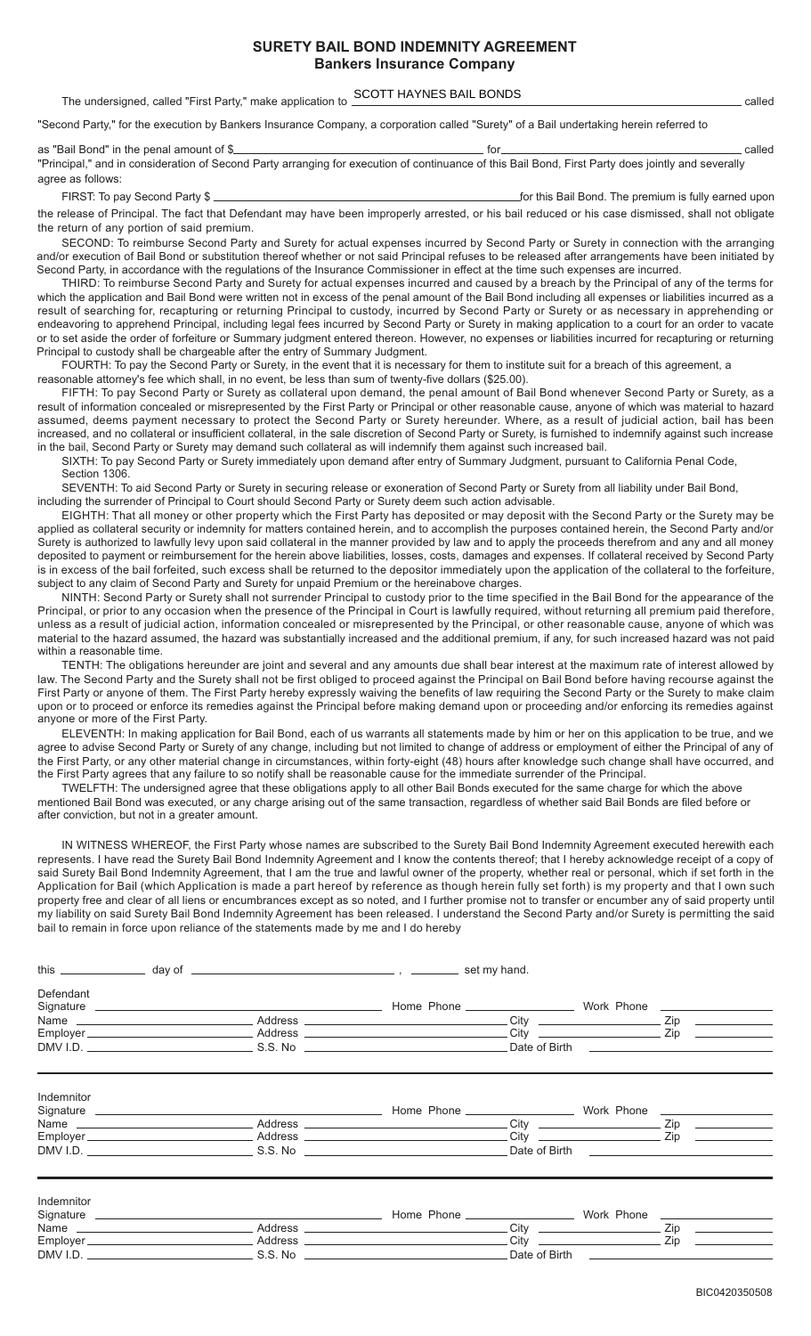# SURETY BAIL BOND INDEMNITY AGREEMENT

## Bankers Insurance Company

The undersigned, called "First Party," make application to SCOTT HAYNES BAIL BONDS _______________ called "Second Party," for the execution by Bankers Insurance Company, a corporation called "Surety" of a Bail undertaking herein referred to as "Bail Bond" in the penal amount of $_______________ for_______________ called "Principal," and in consideration of Second Party arranging for execution of continuance of this Bail Bond, First Party does jointly and severally agree as follows:

FIRST: To pay Second Party $_______________ for this Bail Bond. The premium is fully earned upon the release of Principal. The fact that Defendant may have been improperly arrested, or his bail reduced or his case dismissed, shall not obligate the return of any portion of said premium.

SECOND: To reimburse Second Party and Surety for actual expenses incurred by Second Party or Surety in connection with the arranging and/or execution of Bail Bond or substitution thereof whether or not said Principal refuses to be released after arrangements have been initiated by Second Party, in accordance with the regulations of the Insurance Commissioner in effect at the time such expenses are incurred.

THIRD: To reimburse Second Party and Surety for actual expenses incurred and caused by a breach by the Principal of any of the terms for which the application and Bail Bond were written not in excess of the penal amount of the Bail Bond including all expenses or liabilities incurred as a result of searching for, recapturing or returning Principal to custody, incurred by Second Party or Surety or as necessary in apprehending or endeavoring to apprehend Principal, including legal fees incurred by Second Party or Surety in making application to a court for an order to vacate or to set aside the order of forfeiture or Summary judgment entered thereon. However, no expenses or liabilities incurred for recapturing or returning Principal to custody shall be chargeable after the entry of Summary Judgment.

FOURTH: To pay the Second Party or Surety, in the event that it is necessary for them to institute suit for a breach of this agreement, a reasonable attorney's fee which shall, in no event, be less than sum of twenty-five dollars ($25.00).

FIFTH: To pay Second Party or Surety as collateral upon demand, the penal amount of Bail Bond whenever Second Party or Surety, as a result of information concealed or misrepresented by the First Party or Principal or other reasonable cause, anyone of which was material to hazard assumed, deems payment necessary to protect the Second Party or Surety hereunder. Where, as a result of judicial action, bail has been increased, and no collateral or insufficient collateral, in the sale discretion of Second Party or Surety, is furnished to indemnify against such increase in the bail, Second Party or Surety may demand such collateral as will indemnify them against such increased bail.

SIXTH: To pay Second Party or Surety immediately upon demand after entry of Summary Judgment, pursuant to California Penal Code, Section 1306.

SEVENTH: To aid Second Party or Surety in securing release or exoneration of Second Party or Surety from all liability under Bail Bond, including the surrender of Principal to Court should Second Party or Surety deem such action advisable.

EIGHTH: That all money or other property which the First Party has deposited or may deposit with the Second Party or the Surety may be applied as collateral security or indemnity for matters contained herein, and to accomplish the purposes contained herein, the Second Party and/or Surety is authorized to lawfully levy upon said collateral in the manner provided by law and to apply the proceeds therefrom and any and all money deposited to payment or reimbursement for the herein above liabilities, losses, costs, damages and expenses. If collateral received by Second Party is in excess of the bail forfeited, such excess shall be returned to the depositor immediately upon the application of the collateral to the forfeiture, subject to any claim of Second Party and Surety for unpaid Premium or the hereinabove charges.

NINTH: Second Party or Surety shall not surrender Principal to custody prior to the time specified in the Bail Bond for the appearance of the Principal, or prior to any occasion when the presence of the Principal in Court is lawfully required, without returning all premium paid therefore, unless as a result of judicial action, information concealed or misrepresented by the Principal, or other reasonable cause, anyone of which was material to the hazard assumed, the hazard was substantially increased and the additional premium, if any, for such increased hazard was not paid within a reasonable time.

TENTH: The obligations hereunder are joint and several and any amounts due shall bear interest at the maximum rate of interest allowed by law. The Second Party and the Surety shall not be first obliged to proceed against the Principal on Bail Bond before having recourse against the First Party or anyone of them. The First Party hereby expressly waiving the benefits of law requiring the Second Party or the Surety to make claim upon or to proceed or enforce its remedies against the Principal before making demand upon or proceeding and/or enforcing its remedies against anyone or more of the First Party.

ELEVENTH: In making application for Bail Bond, each of us warrants all statements made by him or her on this application to be true, and we agree to advise Second Party or Surety of any change, including but not limited to change of address or employment of either the Principal or any of the First Party, or any other material change in circumstances, within forty-eight (48) hours after knowledge such change shall have occurred, and the First Party agrees that any failure to so notify shall be reasonable cause for the immediate surrender of the Principal.

TWELFTH: The undersigned agree that these obligations apply to all other Bail Bonds executed for the same charge for which the above mentioned Bail Bond was executed, or any charge arising out of the same transaction, regardless of whether said Bail Bonds are filed before or after conviction, but not in a greater amount.

IN WITNESS WHEREOF, the First Party whose names are subscribed to the Surety Bail Bond Indemnity Agreement executed herewith each represents. I have read the Surety Bail Bond Indemnity Agreement and I know the contents thereof; that I hereby acknowledge receipt of a copy of said Surety Bail Bond Indemnity Agreement, that I am the true and lawful owner of the property, whether real or personal, which if set forth in the Application for Bail (which Application is made a part hereof by reference as though herein fully set forth) is my property and that I own such property free and clear of all liens or encumbrances except as so noted, and I further promise not to transfer or encumber any of said property until my liability on said Surety Bail Bond Indemnity Agreement has been released. I understand the Second Party and/or Surety is permitting the said bail to remain in force upon reliance of the statements made by me and I do hereby

this _______ day of _______________ , _______ set my hand.

**Defendant**

Signature _______________ Home Phone _______________ Work Phone _______________

Name _______________ Address _______________ City _______________ Zip _______________

Employer _______________ Address _______________ City _______________ Zip _______________

DMV I.D. _______________ S.S. No _______________ Date of Birth _______________

**Indemnitor**

Signature _______________ Home Phone _______________ Work Phone _______________

Name _______________ Address _______________ City _______________ Zip _______________

Employer _______________ Address _______________ City _______________ Zip _______________

DMV I.D. _______________ S.S. No _______________ Date of Birth _______________

**Indemnitor**

Signature _______________ Home Phone _______________ Work Phone _______________

Name _______________ Address _______________ City _______________ Zip _______________

Employer _______________ Address _______________ City _______________ Zip _______________

DMV I.D. _______________ S.S. No _______________ Date of Birth _______________

BIC0420350508